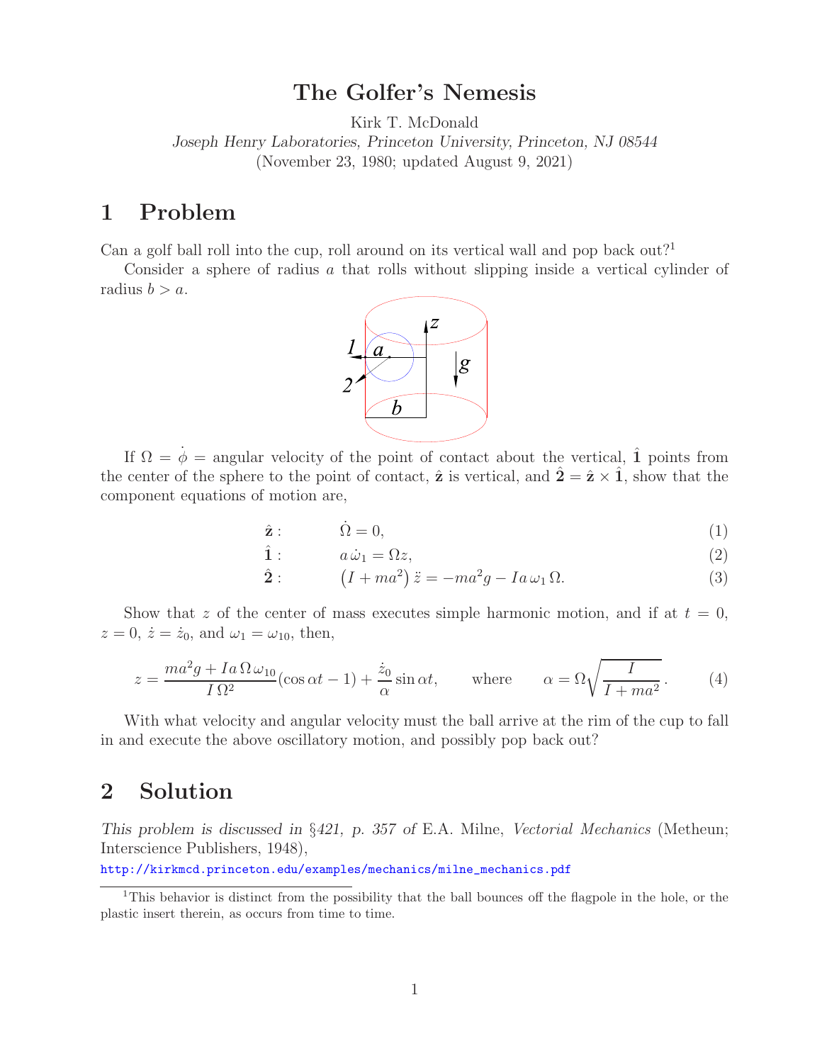# The Golfer's Nemesis

Kirk T. McDonald

*Joseph Henry Laboratories, Princeton University, Princeton, NJ 08544*

(November 23, 1980; updated August 9, 2021)

## 1 Problem

Can a golf ball roll into the cup, roll around on its vertical wall and pop back out?[1]

Consider a sphere of radius $a$ that rolls without slipping inside a vertical cylinder of radius $b > a$.

If $\Omega = \dot{\phi}$ = angular velocity of the point of contact about the vertical, $\hat{\mathbf{1}}$ points from the center of the sphere to the point of contact, $\hat{\mathbf{z}}$ is vertical, and $\hat{\mathbf{2}} = \hat{\mathbf{z}} \times \hat{\mathbf{1}}$, show that the component equations of motion are,

$$\hat{\mathbf{z}}: \qquad \dot{\Omega} = 0, \tag{1}$$

$$\hat{\mathbf{1}}: \qquad a\,\dot{\omega}_1 = \Omega z, \tag{2}$$

$$\hat{\mathbf{2}}: \qquad \left(I + ma^2\right)\ddot{z} = -ma^2 g - Ia\,\omega_1\,\Omega. \tag{3}$$

Show that $z$ of the center of mass executes simple harmonic motion, and if at $t = 0$, $z = 0$, $\dot{z} = \dot{z}_0$, and $\omega_1 = \omega_{10}$, then,

$$z = \frac{ma^2 g + Ia\,\Omega\,\omega_{10}}{I\,\Omega^2}(\cos\alpha t - 1) + \frac{\dot{z}_0}{\alpha}\sin\alpha t, \qquad \text{where} \qquad \alpha = \Omega\sqrt{\frac{I}{I + ma^2}}\,. \tag{4}$$

With what velocity and angular velocity must the ball arrive at the rim of the cup to fall in and execute the above oscillatory motion, and possibly pop back out?

## 2 Solution

*This problem is discussed in §421, p. 357 of* E.A. Milne, *Vectorial Mechanics* (Metheun; Interscience Publishers, 1948),
http://kirkmcd.princeton.edu/examples/mechanics/milne_mechanics.pdf

[1] This behavior is distinct from the possibility that the ball bounces off the flagpole in the hole, or the plastic insert therein, as occurs from time to time.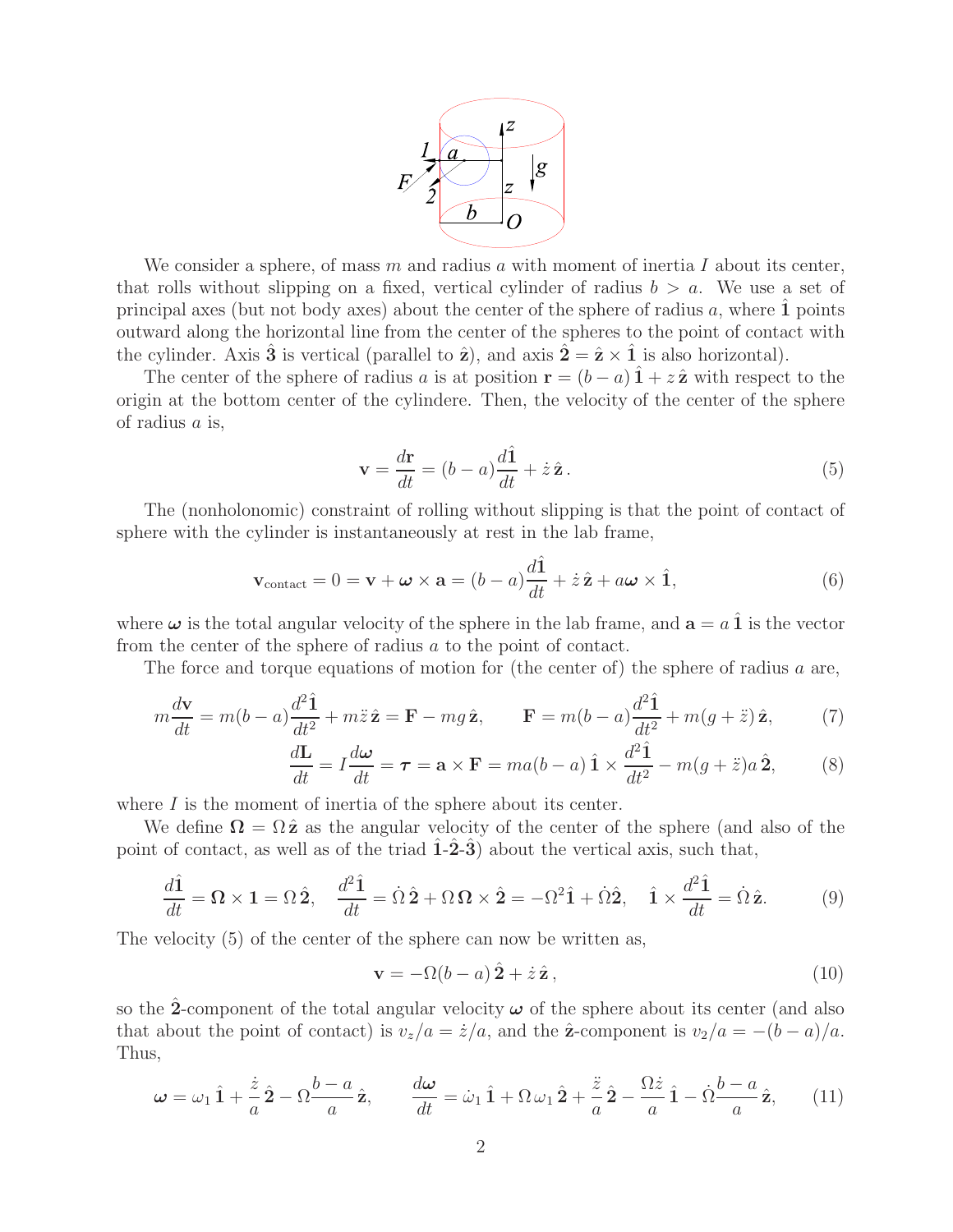We consider a sphere, of mass $m$ and radius $a$ with moment of inertia $I$ about its center, that rolls without slipping on a fixed, vertical cylinder of radius $b > a$. We use a set of principal axes (but not body axes) about the center of the sphere of radius $a$, where $\hat{\mathbf{1}}$ points outward along the horizontal line from the center of the spheres to the point of contact with the cylinder. Axis $\hat{\mathbf{3}}$ is vertical (parallel to $\hat{\mathbf{z}}$), and axis $\hat{\mathbf{2}} = \hat{\mathbf{z}} \times \hat{\mathbf{1}}$ is also horizontal).

The center of the sphere of radius $a$ is at position $\mathbf{r} = (b-a)\,\hat{\mathbf{1}} + z\,\hat{\mathbf{z}}$ with respect to the origin at the bottom center of the cylindere. Then, the velocity of the center of the sphere of radius $a$ is,

$$\mathbf{v} = \frac{d\mathbf{r}}{dt} = (b-a)\frac{d\hat{\mathbf{1}}}{dt} + \dot{z}\,\hat{\mathbf{z}}\,. \tag{5}$$

The (nonholonomic) constraint of rolling without slipping is that the point of contact of sphere with the cylinder is instantaneously at rest in the lab frame,

$$\mathbf{v}_{\text{contact}} = 0 = \mathbf{v} + \boldsymbol{\omega} \times \mathbf{a} = (b-a)\frac{d\hat{\mathbf{1}}}{dt} + \dot{z}\,\hat{\mathbf{z}} + a\boldsymbol{\omega} \times \hat{\mathbf{1}}, \tag{6}$$

where $\boldsymbol{\omega}$ is the total angular velocity of the sphere in the lab frame, and $\mathbf{a} = a\,\hat{\mathbf{1}}$ is the vector from the center of the sphere of radius $a$ to the point of contact.

The force and torque equations of motion for (the center of) the sphere of radius $a$ are,

$$m\frac{d\mathbf{v}}{dt} = m(b-a)\frac{d^2\hat{\mathbf{1}}}{dt^2} + m\ddot{z}\,\hat{\mathbf{z}} = \mathbf{F} - mg\,\hat{\mathbf{z}}, \qquad \mathbf{F} = m(b-a)\frac{d^2\hat{\mathbf{1}}}{dt^2} + m(g+\ddot{z})\,\hat{\mathbf{z}}, \tag{7}$$

$$\frac{d\mathbf{L}}{dt} = I\frac{d\boldsymbol{\omega}}{dt} = \boldsymbol{\tau} = \mathbf{a} \times \mathbf{F} = ma(b-a)\,\hat{\mathbf{1}} \times \frac{d^2\hat{\mathbf{1}}}{dt^2} - m(g+\ddot{z})a\,\hat{\mathbf{2}}, \tag{8}$$

where $I$ is the moment of inertia of the sphere about its center.

We define $\boldsymbol{\Omega} = \Omega\,\hat{\mathbf{z}}$ as the angular velocity of the center of the sphere (and also of the point of contact, as well as of the triad $\hat{\mathbf{1}}$-$\hat{\mathbf{2}}$-$\hat{\mathbf{3}}$) about the vertical axis, such that,

$$\frac{d\hat{\mathbf{1}}}{dt} = \boldsymbol{\Omega} \times \mathbf{1} = \Omega\,\hat{\mathbf{2}}, \quad \frac{d^2\hat{\mathbf{1}}}{dt^2} = \dot{\Omega}\,\hat{\mathbf{2}} + \Omega\,\boldsymbol{\Omega} \times \hat{\mathbf{2}} = -\Omega^2\hat{\mathbf{1}} + \dot{\Omega}\hat{\mathbf{2}}, \quad \hat{\mathbf{1}} \times \frac{d^2\hat{\mathbf{1}}}{dt^2} = \dot{\Omega}\,\hat{\mathbf{z}}. \tag{9}$$

The velocity (5) of the center of the sphere can now be written as,

$$\mathbf{v} = -\Omega(b-a)\,\hat{\mathbf{2}} + \dot{z}\,\hat{\mathbf{z}}\,, \tag{10}$$

so the $\hat{\mathbf{2}}$-component of the total angular velocity $\boldsymbol{\omega}$ of the sphere about its center (and also that about the point of contact) is $v_z/a = \dot{z}/a$, and the $\hat{\mathbf{z}}$-component is $v_2/a = -(b-a)/a$. Thus,

$$\boldsymbol{\omega} = \omega_1\,\hat{\mathbf{1}} + \frac{\dot{z}}{a}\,\hat{\mathbf{2}} - \Omega\frac{b-a}{a}\,\hat{\mathbf{z}}, \qquad \frac{d\boldsymbol{\omega}}{dt} = \dot{\omega}_1\,\hat{\mathbf{1}} + \Omega\,\omega_1\,\hat{\mathbf{2}} + \frac{\ddot{z}}{a}\,\hat{\mathbf{2}} - \frac{\Omega\dot{z}}{a}\,\hat{\mathbf{1}} - \dot{\Omega}\frac{b-a}{a}\,\hat{\mathbf{z}}, \tag{11}$$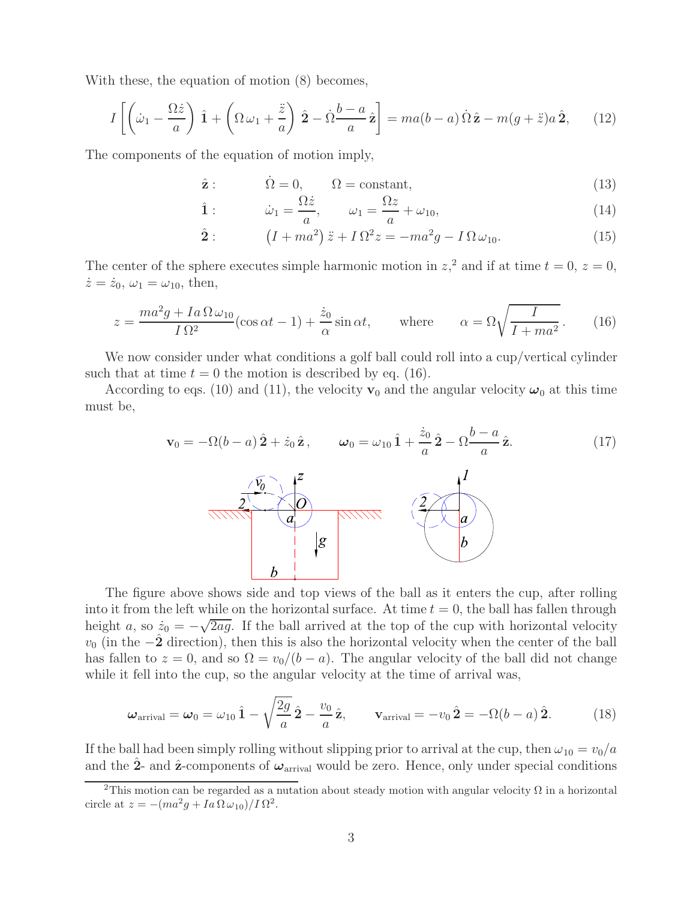With these, the equation of motion (8) becomes,

$$I\left[\left(\dot\omega_1 - \frac{\Omega\dot z}{a}\right)\hat{\mathbf{1}} + \left(\Omega\,\omega_1 + \frac{\ddot z}{a}\right)\hat{\mathbf{2}} - \dot\Omega\frac{b-a}{a}\hat{\mathbf{z}}\right] = ma(b-a)\,\dot\Omega\,\hat{\mathbf{z}} - m(g+\ddot z)a\,\hat{\mathbf{2}}, \tag{12}$$

The components of the equation of motion imply,

$$\hat{\mathbf{z}}: \qquad \dot\Omega = 0, \qquad \Omega = \text{constant}, \tag{13}$$

$$\hat{\mathbf{1}}: \qquad \dot\omega_1 = \frac{\Omega\dot z}{a}, \qquad \omega_1 = \frac{\Omega z}{a} + \omega_{10}, \tag{14}$$

$$\hat{\mathbf{2}}: \qquad \left(I + ma^2\right)\ddot z + I\,\Omega^2 z = -ma^2 g - I\,\Omega\,\omega_{10}. \tag{15}$$

The center of the sphere executes simple harmonic motion in $z$,[2] and if at time $t = 0$, $z = 0$, $\dot z = \dot z_0$, $\omega_1 = \omega_{10}$, then,

$$z = \frac{ma^2 g + Ia\,\Omega\,\omega_{10}}{I\,\Omega^2}(\cos\alpha t - 1) + \frac{\dot z_0}{\alpha}\sin\alpha t, \qquad \text{where} \qquad \alpha = \Omega\sqrt{\frac{I}{I + ma^2}}\,. \tag{16}$$

We now consider under what conditions a golf ball could roll into a cup/vertical cylinder such that at time $t = 0$ the motion is described by eq. (16).

According to eqs. (10) and (11), the velocity $\mathbf{v}_0$ and the angular velocity $\boldsymbol{\omega}_0$ at this time must be,

$$\mathbf{v}_0 = -\Omega(b-a)\,\hat{\mathbf{2}} + \dot z_0\,\hat{\mathbf{z}}\,, \qquad \boldsymbol{\omega}_0 = \omega_{10}\,\hat{\mathbf{1}} + \frac{\dot z_0}{a}\,\hat{\mathbf{2}} - \Omega\frac{b-a}{a}\,\hat{\mathbf{z}}. \tag{17}$$

The figure above shows side and top views of the ball as it enters the cup, after rolling into it from the left while on the horizontal surface. At time $t = 0$, the ball has fallen through height $a$, so $\dot z_0 = -\sqrt{2ag}$. If the ball arrived at the top of the cup with horizontal velocity $v_0$ (in the $-\hat{\mathbf{2}}$ direction), then this is also the horizontal velocity when the center of the ball has fallen to $z = 0$, and so $\Omega = v_0/(b-a)$. The angular velocity of the ball did not change while it fell into the cup, so the angular velocity at the time of arrival was,

$$\boldsymbol{\omega}_{\text{arrival}} = \boldsymbol{\omega}_0 = \omega_{10}\,\hat{\mathbf{1}} - \sqrt{\frac{2g}{a}}\,\hat{\mathbf{2}} - \frac{v_0}{a}\,\hat{\mathbf{z}}, \qquad \mathbf{v}_{\text{arrival}} = -v_0\,\hat{\mathbf{2}} = -\Omega(b-a)\,\hat{\mathbf{2}}. \tag{18}$$

If the ball had been simply rolling without slipping prior to arrival at the cup, then $\omega_{10} = v_0/a$ and the $\hat{\mathbf{2}}$- and $\hat{\mathbf{z}}$-components of $\boldsymbol{\omega}_{\text{arrival}}$ would be zero. Hence, only under special conditions

[2] This motion can be regarded as a nutation about steady motion with angular velocity $\Omega$ in a horizontal circle at $z = -(ma^2 g + Ia\,\Omega\,\omega_{10})/I\,\Omega^2$.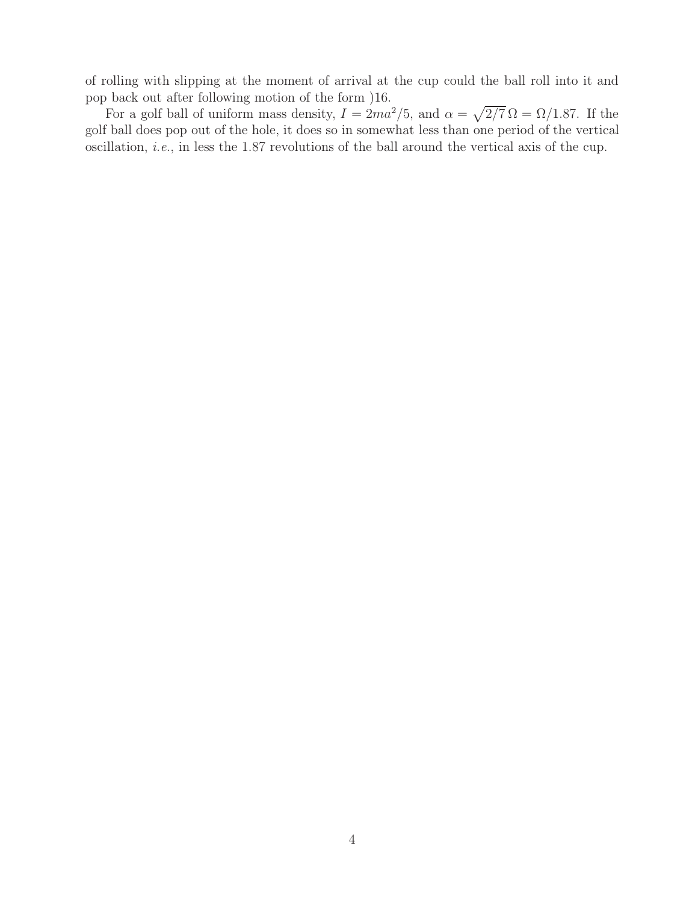of rolling with slipping at the moment of arrival at the cup could the ball roll into it and pop back out after following motion of the form )16.

For a golf ball of uniform mass density, $I = 2ma^2/5$, and $\alpha = \sqrt{2/7}\,\Omega = \Omega/1.87$. If the golf ball does pop out of the hole, it does so in somewhat less than one period of the vertical oscillation, *i.e.*, in less the 1.87 revolutions of the ball around the vertical axis of the cup.